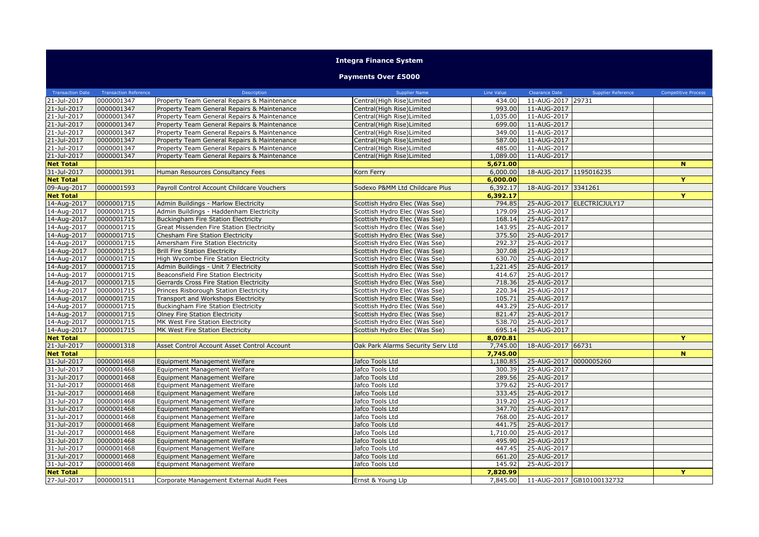# Integra Finance System

## Payments Over £5000

| Transaction Date | Transaction Reference | Description | Supplier Name | Line Value | Clearance Date | Supplier Reference | Competitive Process |
|---|---|---|---|---|---|---|---|
| 21-Jul-2017 | 0000001347 | Property Team General Repairs & Maintenance | Central(High Rise)Limited | 434.00 | 11-AUG-2017 | 29731 | |
| 21-Jul-2017 | 0000001347 | Property Team General Repairs & Maintenance | Central(High Rise)Limited | 993.00 | 11-AUG-2017 | | |
| 21-Jul-2017 | 0000001347 | Property Team General Repairs & Maintenance | Central(High Rise)Limited | 1,035.00 | 11-AUG-2017 | | |
| 21-Jul-2017 | 0000001347 | Property Team General Repairs & Maintenance | Central(High Rise)Limited | 699.00 | 11-AUG-2017 | | |
| 21-Jul-2017 | 0000001347 | Property Team General Repairs & Maintenance | Central(High Rise)Limited | 349.00 | 11-AUG-2017 | | |
| 21-Jul-2017 | 0000001347 | Property Team General Repairs & Maintenance | Central(High Rise)Limited | 587.00 | 11-AUG-2017 | | |
| 21-Jul-2017 | 0000001347 | Property Team General Repairs & Maintenance | Central(High Rise)Limited | 485.00 | 11-AUG-2017 | | |
| 21-Jul-2017 | 0000001347 | Property Team General Repairs & Maintenance | Central(High Rise)Limited | 1,089.00 | 11-AUG-2017 | | |
| **Net Total** | | | | **5,671.00** | | | **N** |
| 31-Jul-2017 | 0000001391 | Human Resources Consultancy Fees | Korn Ferry | 6,000.00 | 18-AUG-2017 | 1195016235 | |
| **Net Total** | | | | **6,000.00** | | | **Y** |
| 09-Aug-2017 | 0000001593 | Payroll Control Account Childcare Vouchers | Sodexo P&MM Ltd Childcare Plus | 6,392.17 | 18-AUG-2017 | 3341261 | |
| **Net Total** | | | | **6,392.17** | | | **Y** |
| 14-Aug-2017 | 0000001715 | Admin Buildings - Marlow Electricity | Scottish Hydro Elec (Was Sse) | 794.85 | 25-AUG-2017 | ELECTRICJULY17 | |
| 14-Aug-2017 | 0000001715 | Admin Buildings - Haddenham Electricity | Scottish Hydro Elec (Was Sse) | 179.09 | 25-AUG-2017 | | |
| 14-Aug-2017 | 0000001715 | Buckingham Fire Station Electricity | Scottish Hydro Elec (Was Sse) | 168.14 | 25-AUG-2017 | | |
| 14-Aug-2017 | 0000001715 | Great Missenden Fire Station Electricity | Scottish Hydro Elec (Was Sse) | 143.95 | 25-AUG-2017 | | |
| 14-Aug-2017 | 0000001715 | Chesham Fire Station Electricity | Scottish Hydro Elec (Was Sse) | 375.50 | 25-AUG-2017 | | |
| 14-Aug-2017 | 0000001715 | Amersham Fire Station Electricity | Scottish Hydro Elec (Was Sse) | 292.37 | 25-AUG-2017 | | |
| 14-Aug-2017 | 0000001715 | Brill Fire Station Electricity | Scottish Hydro Elec (Was Sse) | 307.08 | 25-AUG-2017 | | |
| 14-Aug-2017 | 0000001715 | High Wycombe Fire Station Electricity | Scottish Hydro Elec (Was Sse) | 630.70 | 25-AUG-2017 | | |
| 14-Aug-2017 | 0000001715 | Admin Buildings - Unit 7 Electricity | Scottish Hydro Elec (Was Sse) | 1,221.45 | 25-AUG-2017 | | |
| 14-Aug-2017 | 0000001715 | Beaconsfield Fire Station Electricity | Scottish Hydro Elec (Was Sse) | 414.67 | 25-AUG-2017 | | |
| 14-Aug-2017 | 0000001715 | Gerrards Cross Fire Station Electricity | Scottish Hydro Elec (Was Sse) | 718.36 | 25-AUG-2017 | | |
| 14-Aug-2017 | 0000001715 | Princes Risborough Station Electricity | Scottish Hydro Elec (Was Sse) | 220.34 | 25-AUG-2017 | | |
| 14-Aug-2017 | 0000001715 | Transport and Workshops Electricity | Scottish Hydro Elec (Was Sse) | 105.71 | 25-AUG-2017 | | |
| 14-Aug-2017 | 0000001715 | Buckingham Fire Station Electricity | Scottish Hydro Elec (Was Sse) | 443.29 | 25-AUG-2017 | | |
| 14-Aug-2017 | 0000001715 | Olney Fire Station Electricity | Scottish Hydro Elec (Was Sse) | 821.47 | 25-AUG-2017 | | |
| 14-Aug-2017 | 0000001715 | MK West Fire Station Electricity | Scottish Hydro Elec (Was Sse) | 538.70 | 25-AUG-2017 | | |
| 14-Aug-2017 | 0000001715 | MK West Fire Station Electricity | Scottish Hydro Elec (Was Sse) | 695.14 | 25-AUG-2017 | | |
| **Net Total** | | | | **8,070.81** | | | **Y** |
| 21-Jul-2017 | 0000001318 | Asset Control Account Asset Control Account | Oak Park Alarms Security Serv Ltd | 7,745.00 | 18-AUG-2017 | 66731 | |
| **Net Total** | | | | **7,745.00** | | | **N** |
| 31-Jul-2017 | 0000001468 | Equipment Management Welfare | Jafco Tools Ltd | 1,180.85 | 25-AUG-2017 | 0000005260 | |
| 31-Jul-2017 | 0000001468 | Equipment Management Welfare | Jafco Tools Ltd | 300.39 | 25-AUG-2017 | | |
| 31-Jul-2017 | 0000001468 | Equipment Management Welfare | Jafco Tools Ltd | 289.56 | 25-AUG-2017 | | |
| 31-Jul-2017 | 0000001468 | Equipment Management Welfare | Jafco Tools Ltd | 379.62 | 25-AUG-2017 | | |
| 31-Jul-2017 | 0000001468 | Equipment Management Welfare | Jafco Tools Ltd | 333.45 | 25-AUG-2017 | | |
| 31-Jul-2017 | 0000001468 | Equipment Management Welfare | Jafco Tools Ltd | 319.20 | 25-AUG-2017 | | |
| 31-Jul-2017 | 0000001468 | Equipment Management Welfare | Jafco Tools Ltd | 347.70 | 25-AUG-2017 | | |
| 31-Jul-2017 | 0000001468 | Equipment Management Welfare | Jafco Tools Ltd | 768.00 | 25-AUG-2017 | | |
| 31-Jul-2017 | 0000001468 | Equipment Management Welfare | Jafco Tools Ltd | 441.75 | 25-AUG-2017 | | |
| 31-Jul-2017 | 0000001468 | Equipment Management Welfare | Jafco Tools Ltd | 1,710.00 | 25-AUG-2017 | | |
| 31-Jul-2017 | 0000001468 | Equipment Management Welfare | Jafco Tools Ltd | 495.90 | 25-AUG-2017 | | |
| 31-Jul-2017 | 0000001468 | Equipment Management Welfare | Jafco Tools Ltd | 447.45 | 25-AUG-2017 | | |
| 31-Jul-2017 | 0000001468 | Equipment Management Welfare | Jafco Tools Ltd | 661.20 | 25-AUG-2017 | | |
| 31-Jul-2017 | 0000001468 | Equipment Management Welfare | Jafco Tools Ltd | 145.92 | 25-AUG-2017 | | |
| **Net Total** | | | | **7,820.99** | | | **Y** |
| 27-Jul-2017 | 0000001511 | Corporate Management External Audit Fees | Ernst & Young Llp | 7,845.00 | 11-AUG-2017 | GB10100132732 | |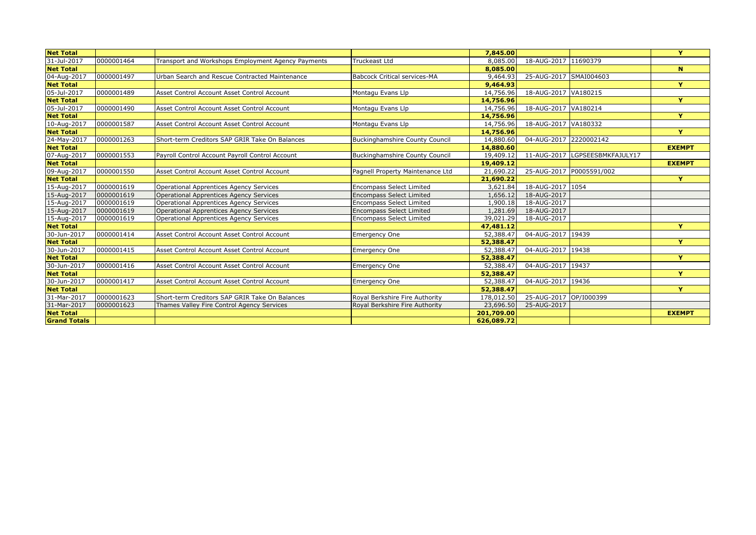| | | | | | | | |
|---|---|---|---|---|---|---|---|
| **Net Total** | | | | **7,845.00** | | | **Y** |
| 31-Jul-2017 | 0000001464 | Transport and Workshops Employment Agency Payments | Truckeast Ltd | 8,085.00 | 18-AUG-2017 | 11690379 | |
| **Net Total** | | | | **8,085.00** | | | **N** |
| 04-Aug-2017 | 0000001497 | Urban Search and Rescue Contracted Maintenance | Babcock Critical services-MA | 9,464.93 | 25-AUG-2017 | SMAI004603 | |
| **Net Total** | | | | **9,464.93** | | | **Y** |
| 05-Jul-2017 | 0000001489 | Asset Control Account Asset Control Account | Montagu Evans Llp | 14,756.96 | 18-AUG-2017 | VA180215 | |
| **Net Total** | | | | **14,756.96** | | | **Y** |
| 05-Jul-2017 | 0000001490 | Asset Control Account Asset Control Account | Montagu Evans Llp | 14,756.96 | 18-AUG-2017 | VA180214 | |
| **Net Total** | | | | **14,756.96** | | | **Y** |
| 10-Aug-2017 | 0000001587 | Asset Control Account Asset Control Account | Montagu Evans Llp | 14,756.96 | 18-AUG-2017 | VA180332 | |
| **Net Total** | | | | **14,756.96** | | | **Y** |
| 24-May-2017 | 0000001263 | Short-term Creditors SAP GRIR Take On Balances | Buckinghamshire County Council | 14,880.60 | 04-AUG-2017 | 2220002142 | |
| **Net Total** | | | | **14,880.60** | | | **EXEMPT** |
| 07-Aug-2017 | 0000001553 | Payroll Control Account Payroll Control Account | Buckinghamshire County Council | 19,409.12 | 11-AUG-2017 | LGPSEESBMKFAJULY17 | |
| **Net Total** | | | | **19,409.12** | | | **EXEMPT** |
| 09-Aug-2017 | 0000001550 | Asset Control Account Asset Control Account | Pagnell Property Maintenance Ltd | 21,690.22 | 25-AUG-2017 | P0005591/002 | |
| **Net Total** | | | | **21,690.22** | | | **Y** |
| 15-Aug-2017 | 0000001619 | Operational Apprentices Agency Services | Encompass Select Limited | 3,621.84 | 18-AUG-2017 | 1054 | |
| 15-Aug-2017 | 0000001619 | Operational Apprentices Agency Services | Encompass Select Limited | 1,656.12 | 18-AUG-2017 | | |
| 15-Aug-2017 | 0000001619 | Operational Apprentices Agency Services | Encompass Select Limited | 1,900.18 | 18-AUG-2017 | | |
| 15-Aug-2017 | 0000001619 | Operational Apprentices Agency Services | Encompass Select Limited | 1,281.69 | 18-AUG-2017 | | |
| 15-Aug-2017 | 0000001619 | Operational Apprentices Agency Services | Encompass Select Limited | 39,021.29 | 18-AUG-2017 | | |
| **Net Total** | | | | **47,481.12** | | | **Y** |
| 30-Jun-2017 | 0000001414 | Asset Control Account Asset Control Account | Emergency One | 52,388.47 | 04-AUG-2017 | 19439 | |
| **Net Total** | | | | **52,388.47** | | | **Y** |
| 30-Jun-2017 | 0000001415 | Asset Control Account Asset Control Account | Emergency One | 52,388.47 | 04-AUG-2017 | 19438 | |
| **Net Total** | | | | **52,388.47** | | | **Y** |
| 30-Jun-2017 | 0000001416 | Asset Control Account Asset Control Account | Emergency One | 52,388.47 | 04-AUG-2017 | 19437 | |
| **Net Total** | | | | **52,388.47** | | | **Y** |
| 30-Jun-2017 | 0000001417 | Asset Control Account Asset Control Account | Emergency One | 52,388.47 | 04-AUG-2017 | 19436 | |
| **Net Total** | | | | **52,388.47** | | | **Y** |
| 31-Mar-2017 | 0000001623 | Short-term Creditors SAP GRIR Take On Balances | Royal Berkshire Fire Authority | 178,012.50 | 25-AUG-2017 | OP/I000399 | |
| 31-Mar-2017 | 0000001623 | Thames Valley Fire Control Agency Services | Royal Berkshire Fire Authority | 23,696.50 | 25-AUG-2017 | | |
| **Net Total** | | | | **201,709.00** | | | **EXEMPT** |
| **Grand Totals** | | | | **626,089.72** | | | |